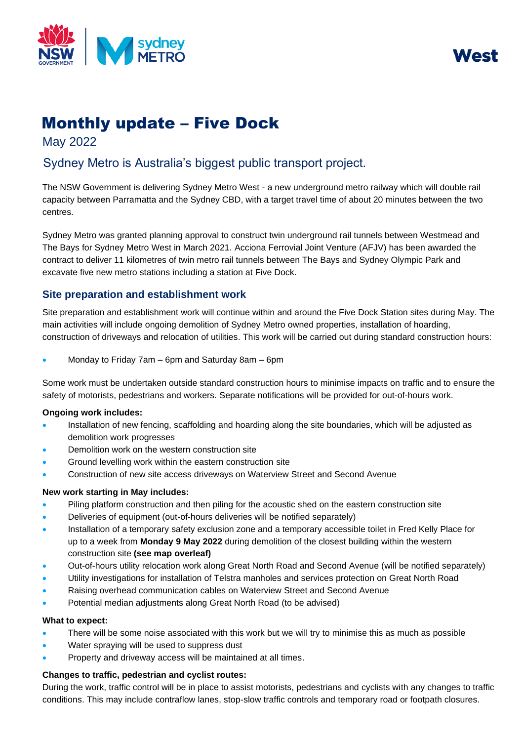# Monthly update – Five Dock

May 2022

## Sydney Metro is Australia's biggest public transport project.

The NSW Government is delivering Sydney Metro West - a new underground metro railway which will double rail capacity between Parramatta and the Sydney CBD, with a target travel time of about 20 minutes between the two centres.

Sydney Metro was granted planning approval to construct twin underground rail tunnels between Westmead and The Bays for Sydney Metro West in March 2021. Acciona Ferrovial Joint Venture (AFJV) has been awarded the contract to deliver 11 kilometres of twin metro rail tunnels between The Bays and Sydney Olympic Park and excavate five new metro stations including a station at Five Dock.

## Site preparation and establishment work

Site preparation and establishment work will continue within and around the Five Dock Station sites during May. The main activities will include ongoing demolition of Sydney Metro owned properties, installation of hoarding, construction of driveways and relocation of utilities. This work will be carried out during standard construction hours:

- Monday to Friday 7am – 6pm and Saturday 8am – 6pm

Some work must be undertaken outside standard construction hours to minimise impacts on traffic and to ensure the safety of motorists, pedestrians and workers. Separate notifications will be provided for out-of-hours work.

**Ongoing work includes:**

- Installation of new fencing, scaffolding and hoarding along the site boundaries, which will be adjusted as demolition work progresses
- Demolition work on the western construction site
- Ground levelling work within the eastern construction site
- Construction of new site access driveways on Waterview Street and Second Avenue

**New work starting in May includes:**

- Piling platform construction and then piling for the acoustic shed on the eastern construction site
- Deliveries of equipment (out-of-hours deliveries will be notified separately)
- Installation of a temporary safety exclusion zone and a temporary accessible toilet in Fred Kelly Place for up to a week from **Monday 9 May 2022** during demolition of the closest building within the western construction site **(see map overleaf)**
- Out-of-hours utility relocation work along Great North Road and Second Avenue (will be notified separately)
- Utility investigations for installation of Telstra manholes and services protection on Great North Road
- Raising overhead communication cables on Waterview Street and Second Avenue
- Potential median adjustments along Great North Road (to be advised)

**What to expect:**

- There will be some noise associated with this work but we will try to minimise this as much as possible
- Water spraying will be used to suppress dust
- Property and driveway access will be maintained at all times.

**Changes to traffic, pedestrian and cyclist routes:**

During the work, traffic control will be in place to assist motorists, pedestrians and cyclists with any changes to traffic conditions. This may include contraflow lanes, stop-slow traffic controls and temporary road or footpath closures.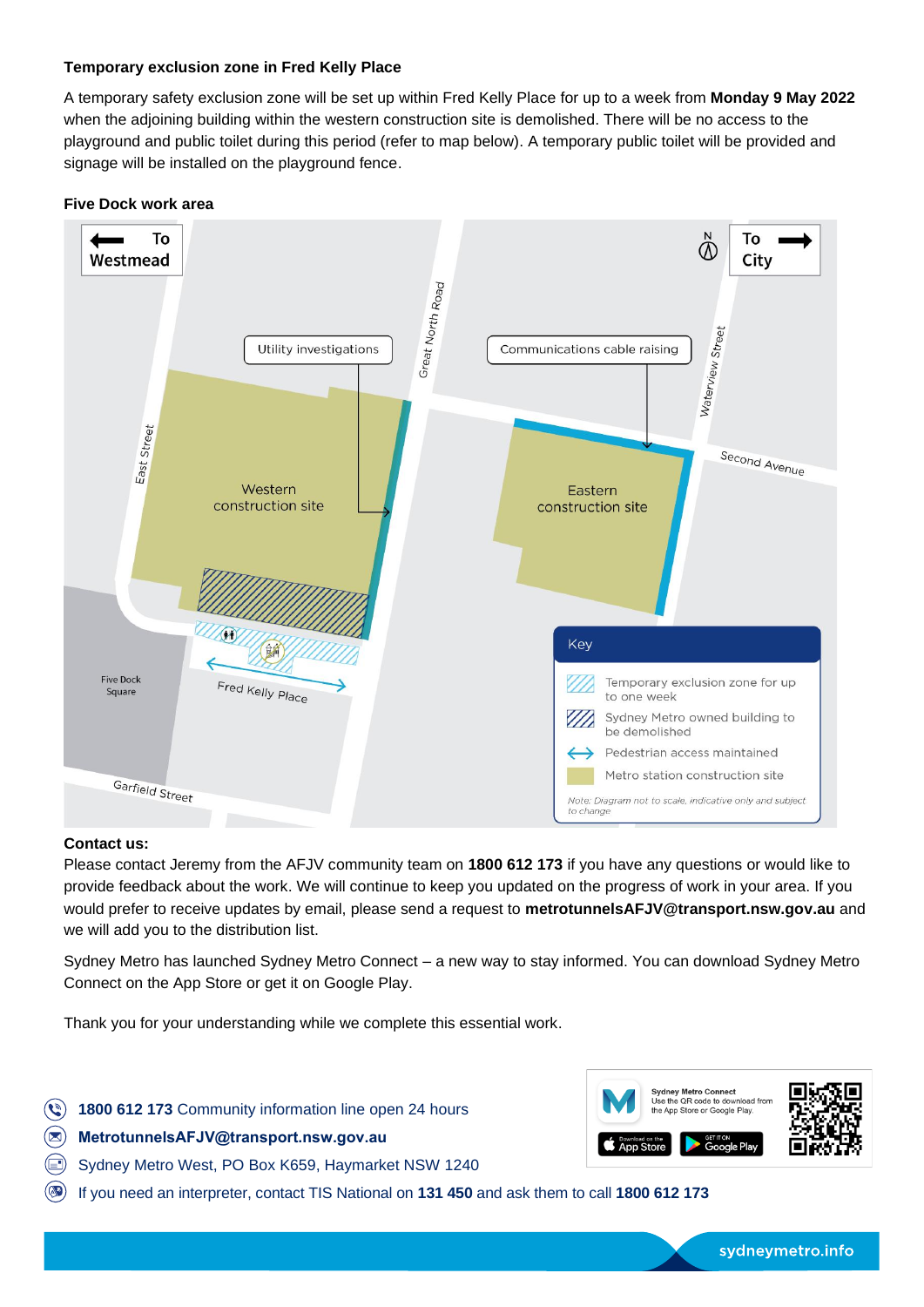**Temporary exclusion zone in Fred Kelly Place**

A temporary safety exclusion zone will be set up within Fred Kelly Place for up to a week from **Monday 9 May 2022** when the adjoining building within the western construction site is demolished. There will be no access to the playground and public toilet during this period (refer to map below). A temporary public toilet will be provided and signage will be installed on the playground fence.

**Five Dock work area**

To Westmead

To City

Utility investigations

Communications cable raising

Great North Road

Waterview Street

East Street

Second Avenue

Western construction site

Eastern construction site

Five Dock Square

Fred Kelly Place

Garfield Street

Key

Temporary exclusion zone for up to one week

Sydney Metro owned building to be demolished

Pedestrian access maintained

Metro station construction site

*Note: Diagram not to scale, indicative only and subject to change*

**Contact us:**

Please contact Jeremy from the AFJV community team on **1800 612 173** if you have any questions or would like to provide feedback about the work. We will continue to keep you updated on the progress of work in your area. If you would prefer to receive updates by email, please send a request to **metrotunnelsAFJV@transport.nsw.gov.au** and we will add you to the distribution list.

Sydney Metro has launched Sydney Metro Connect – a new way to stay informed. You can download Sydney Metro Connect on the App Store or get it on Google Play.

Thank you for your understanding while we complete this essential work.

**1800 612 173** Community information line open 24 hours

**MetrotunnelsAFJV@transport.nsw.gov.au**

Sydney Metro West, PO Box K659, Haymarket NSW 1240

If you need an interpreter, contact TIS National on **131 450** and ask them to call **1800 612 173**

Sydney Metro Connect
Use the QR code to download from the App Store or Google Play.

Download on the App Store

GET IT ON Google Play

sydneymetro.info